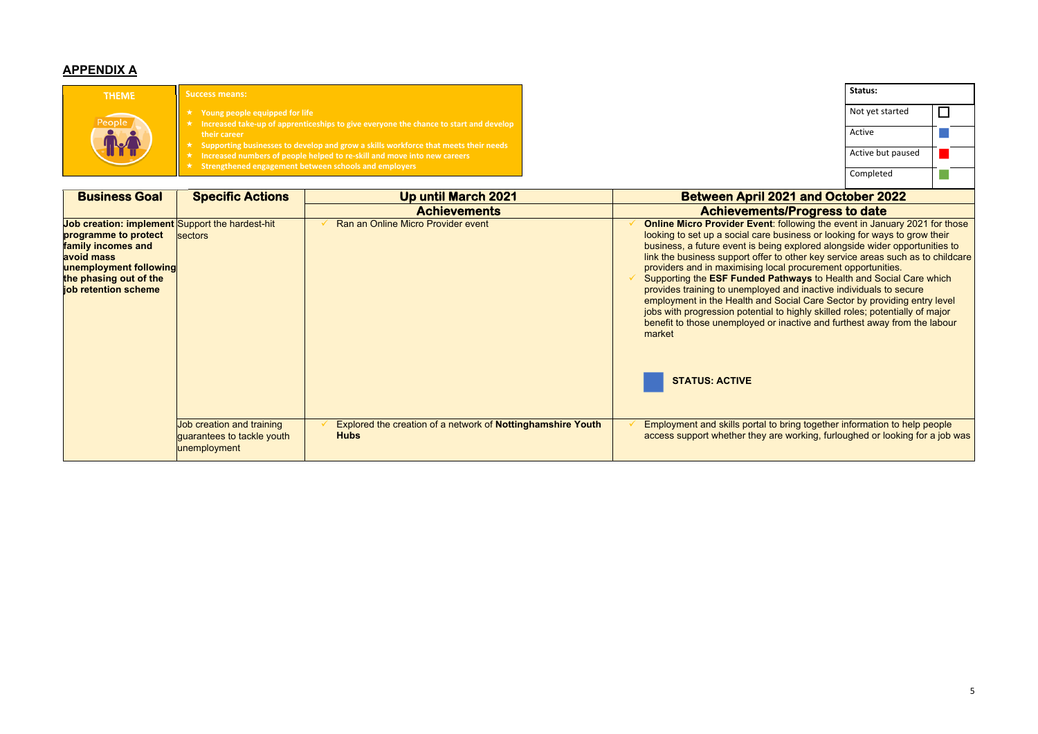## APPENDIX A

| THEME | Success means: |
|---|---|
| People | ★ Young people equipped for life<br>★ Increased take-up of apprenticeships to give everyone the chance to start and develop their career<br>★ Supporting businesses to develop and grow a skills workforce that meets their needs<br>★ Increased numbers of people helped to re-skill and move into new careers<br>★ Strengthened engagement between schools and employers |

| Status: | |
|---|---|
| Not yet started | ☐ |
| Active | Blue |
| Active but paused | Red |
| Completed | Green |

| Business Goal | Specific Actions | Up until March 2021 Achievements | Between April 2021 and October 2022 Achievements/Progress to date |
|---|---|---|---|
| **Job creation: implement programme to protect family incomes and avoid mass unemployment following the phasing out of the job retention scheme** | Support the hardest-hit sectors | ✓ Ran an Online Micro Provider event | ✓ **Online Micro Provider Event**: following the event in January 2021 for those looking to set up a social care business or looking for ways to grow their business, a future event is being explored alongside wider opportunities to link the business support offer to other key service areas such as to childcare providers and in maximising local procurement opportunities.<br>✓ Supporting the **ESF Funded Pathways** to Health and Social Care which provides training to unemployed and inactive individuals to secure employment in the Health and Social Care Sector by providing entry level jobs with progression potential to highly skilled roles; potentially of major benefit to those unemployed or inactive and furthest away from the labour market<br><br>**STATUS: ACTIVE** |
| | Job creation and training guarantees to tackle youth unemployment | ✓ Explored the creation of a network of **Nottinghamshire Youth Hubs** | ✓ Employment and skills portal to bring together information to help people access support whether they are working, furloughed or looking for a job was |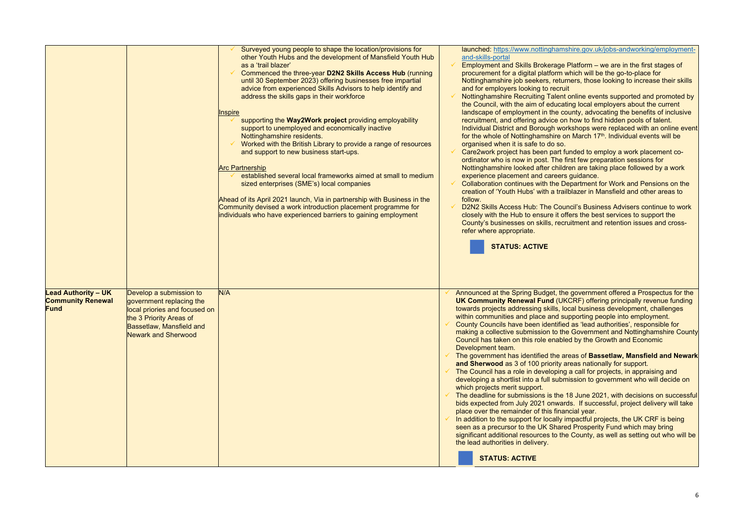| | | | |
|---|---|---|---|
| | | ✓ Surveyed young people to shape the location/provisions for other Youth Hubs and the development of Mansfield Youth Hub as a 'trail blazer'<br>✓ Commenced the three-year **D2N2 Skills Access Hub** (running until 30 September 2023) offering businesses free impartial advice from experienced Skills Advisors to help identify and address the skills gaps in their workforce<br><br>Inspire<br>✓ supporting the **Way2Work project** providing employability support to unemployed and economically inactive Nottinghamshire residents.<br>✓ Worked with the British Library to provide a range of resources and support to new business start-ups.<br><br>Arc Partnership<br>✓ established several local frameworks aimed at small to medium sized enterprises (SME's) local companies<br><br>Ahead of its April 2021 launch, Via in partnership with Business in the Community devised a work introduction placement programme for individuals who have experienced barriers to gaining employment | launched: https://www.nottinghamshire.gov.uk/jobs-andworking/employment-and-skills-portal<br>✓ Employment and Skills Brokerage Platform – we are in the first stages of procurement for a digital platform which will be the go-to-place for Nottinghamshire job seekers, returners, those looking to increase their skills and for employers looking to recruit<br>✓ Nottinghamshire Recruiting Talent online events supported and promoted by the Council, with the aim of educating local employers about the current landscape of employment in the county, advocating the benefits of inclusive recruitment, and offering advice on how to find hidden pools of talent. Individual District and Borough workshops were replaced with an online event for the whole of Nottinghamshire on March 17th. Individual events will be organised when it is safe to do so.<br>✓ Care2work project has been part funded to employ a work placement co-ordinator who is now in post. The first few preparation sessions for Nottinghamshire looked after children are taking place followed by a work experience placement and careers guidance.<br>✓ Collaboration continues with the Department for Work and Pensions on the creation of 'Youth Hubs' with a trailblazer in Mansfield and other areas to follow.<br>✓ D2N2 Skills Access Hub: The Council's Business Advisers continue to work closely with the Hub to ensure it offers the best services to support the County's businesses on skills, recruitment and retention issues and cross-refer where appropriate.<br><br>**STATUS: ACTIVE** |
| **Lead Authority – UK Community Renewal Fund** | Develop a submission to government replacing the local priories and focused on the 3 Priority Areas of Bassetlaw, Mansfield and Newark and Sherwood | N/A | ✓ Announced at the Spring Budget, the government offered a Prospectus for the **UK Community Renewal Fund** (UKCRF) offering principally revenue funding towards projects addressing skills, local business development, challenges within communities and place and supporting people into employment.<br>✓ County Councils have been identified as 'lead authorities', responsible for making a collective submission to the Government and Nottinghamshire County Council has taken on this role enabled by the Growth and Economic Development team.<br>✓ The government has identified the areas of **Bassetlaw, Mansfield and Newark and Sherwood** as 3 of 100 priority areas nationally for support.<br>✓ The Council has a role in developing a call for projects, in appraising and developing a shortlist into a full submission to government who will decide on which projects merit support.<br>✓ The deadline for submissions is the 18 June 2021, with decisions on successful bids expected from July 2021 onwards. If successful, project delivery will take place over the remainder of this financial year.<br>✓ In addition to the support for locally impactful projects, the UK CRF is being seen as a precursor to the UK Shared Prosperity Fund which may bring significant additional resources to the County, as well as setting out who will be the lead authorities in delivery.<br><br>**STATUS: ACTIVE** |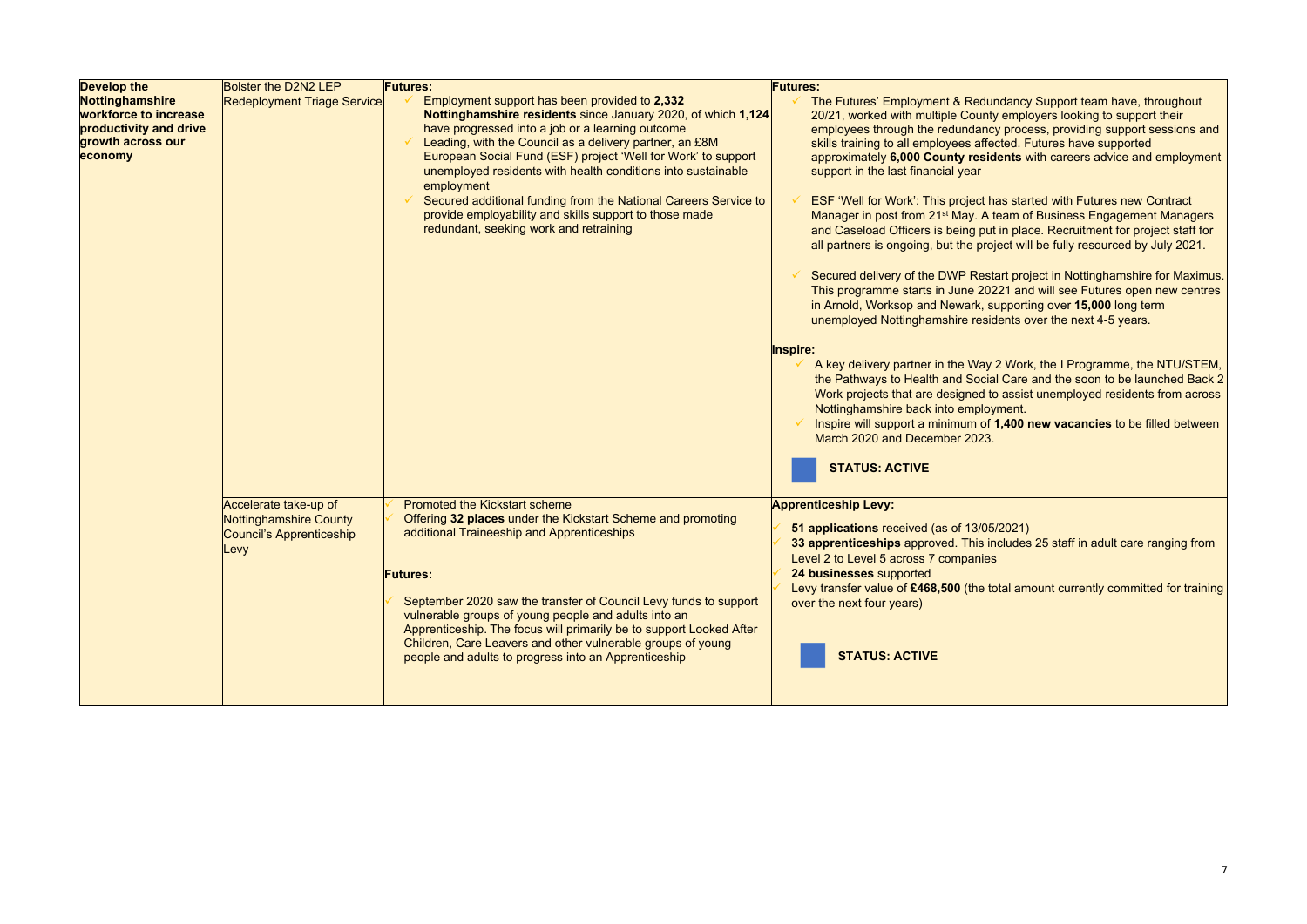| | | | |
|---|---|---|---|
| **Develop the Nottinghamshire workforce to increase productivity and drive growth across our economy** | Bolster the D2N2 LEP Redeployment Triage Service | **Futures:**<br>✓ Employment support has been provided to **2,332 Nottinghamshire residents** since January 2020, of which **1,124** have progressed into a job or a learning outcome<br>✓ Leading, with the Council as a delivery partner, an £8M European Social Fund (ESF) project 'Well for Work' to support unemployed residents with health conditions into sustainable employment<br>✓ Secured additional funding from the National Careers Service to provide employability and skills support to those made redundant, seeking work and retraining | **Futures:**<br>✓ The Futures' Employment & Redundancy Support team have, throughout 20/21, worked with multiple County employers looking to support their employees through the redundancy process, providing support sessions and skills training to all employees affected. Futures have supported approximately **6,000 County residents** with careers advice and employment support in the last financial year<br>✓ ESF 'Well for Work': This project has started with Futures new Contract Manager in post from 21st May. A team of Business Engagement Managers and Caseload Officers is being put in place. Recruitment for project staff for all partners is ongoing, but the project will be fully resourced by July 2021.<br>✓ Secured delivery of the DWP Restart project in Nottinghamshire for Maximus. This programme starts in June 20221 and will see Futures open new centres in Arnold, Worksop and Newark, supporting over **15,000** long term unemployed Nottinghamshire residents over the next 4-5 years.<br><br>**Inspire:**<br>✓ A key delivery partner in the Way 2 Work, the I Programme, the NTU/STEM, the Pathways to Health and Social Care and the soon to be launched Back 2 Work projects that are designed to assist unemployed residents from across Nottinghamshire back into employment.<br>✓ Inspire will support a minimum of **1,400 new vacancies** to be filled between March 2020 and December 2023.<br><br>**STATUS: ACTIVE** |
| | Accelerate take-up of Nottinghamshire County Council's Apprenticeship Levy | ✓ Promoted the Kickstart scheme<br>✓ Offering **32 places** under the Kickstart Scheme and promoting additional Traineeship and Apprenticeships<br><br>**Futures:**<br>✓ September 2020 saw the transfer of Council Levy funds to support vulnerable groups of young people and adults into an Apprenticeship. The focus will primarily be to support Looked After Children, Care Leavers and other vulnerable groups of young people and adults to progress into an Apprenticeship | **Apprenticeship Levy:**<br>✓ **51 applications** received (as of 13/05/2021)<br>✓ **33 apprenticeships** approved. This includes 25 staff in adult care ranging from Level 2 to Level 5 across 7 companies<br>✓ **24 businesses** supported<br>✓ Levy transfer value of **£468,500** (the total amount currently committed for training over the next four years)<br><br>**STATUS: ACTIVE** |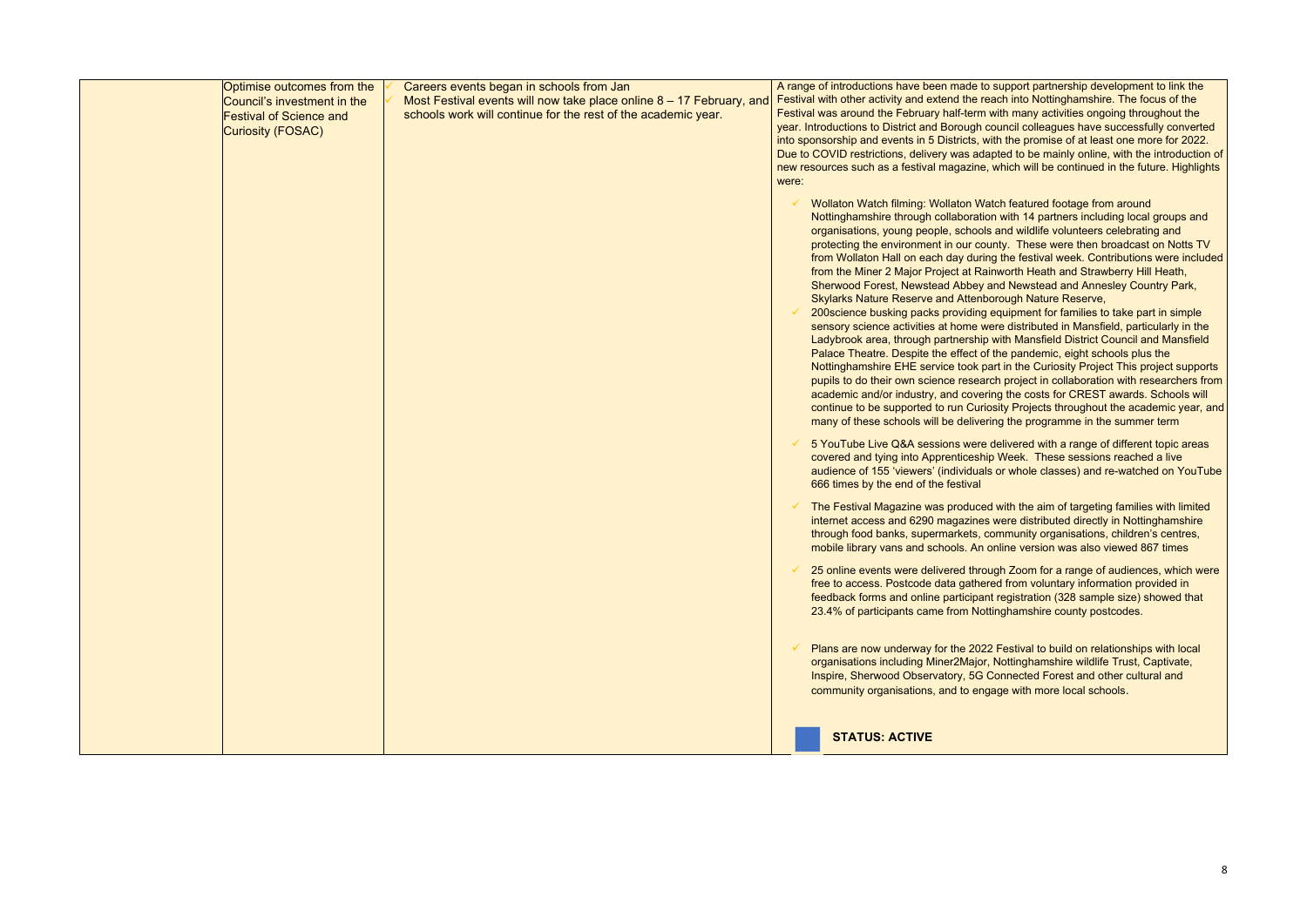| | | | |
|---|---|---|---|
| | Optimise outcomes from the Council's investment in the Festival of Science and Curiosity (FOSAC) | ✓ Careers events began in schools from Jan<br>✓ Most Festival events will now take place online 8 – 17 February, and schools work will continue for the rest of the academic year. | A range of introductions have been made to support partnership development to link the Festival with other activity and extend the reach into Nottinghamshire. The focus of the Festival was around the February half-term with many activities ongoing throughout the year. Introductions to District and Borough council colleagues have successfully converted into sponsorship and events in 5 Districts, with the promise of at least one more for 2022. Due to COVID restrictions, delivery was adapted to be mainly online, with the introduction of new resources such as a festival magazine, which will be continued in the future. Highlights were:<br><br>✓ Wollaton Watch filming: Wollaton Watch featured footage from around Nottinghamshire through collaboration with 14 partners including local groups and organisations, young people, schools and wildlife volunteers celebrating and protecting the environment in our county. These were then broadcast on Notts TV from Wollaton Hall on each day during the festival week. Contributions were included from the Miner 2 Major Project at Rainworth Heath and Strawberry Hill Heath, Sherwood Forest, Newstead Abbey and Newstead and Annesley Country Park, Skylarks Nature Reserve and Attenborough Nature Reserve,<br>✓ 200science busking packs providing equipment for families to take part in simple sensory science activities at home were distributed in Mansfield, particularly in the Ladybrook area, through partnership with Mansfield District Council and Mansfield Palace Theatre. Despite the effect of the pandemic, eight schools plus the Nottinghamshire EHE service took part in the Curiosity Project This project supports pupils to do their own science research project in collaboration with researchers from academic and/or industry, and covering the costs for CREST awards. Schools will continue to be supported to run Curiosity Projects throughout the academic year, and many of these schools will be delivering the programme in the summer term<br><br>✓ 5 YouTube Live Q&A sessions were delivered with a range of different topic areas covered and tying into Apprenticeship Week. These sessions reached a live audience of 155 'viewers' (individuals or whole classes) and re-watched on YouTube 666 times by the end of the festival<br><br>✓ The Festival Magazine was produced with the aim of targeting families with limited internet access and 6290 magazines were distributed directly in Nottinghamshire through food banks, supermarkets, community organisations, children's centres, mobile library vans and schools. An online version was also viewed 867 times<br><br>✓ 25 online events were delivered through Zoom for a range of audiences, which were free to access. Postcode data gathered from voluntary information provided in feedback forms and online participant registration (328 sample size) showed that 23.4% of participants came from Nottinghamshire county postcodes.<br><br>✓ Plans are now underway for the 2022 Festival to build on relationships with local organisations including Miner2Major, Nottinghamshire wildlife Trust, Captivate, Inspire, Sherwood Observatory, 5G Connected Forest and other cultural and community organisations, and to engage with more local schools.<br><br>**STATUS: ACTIVE** |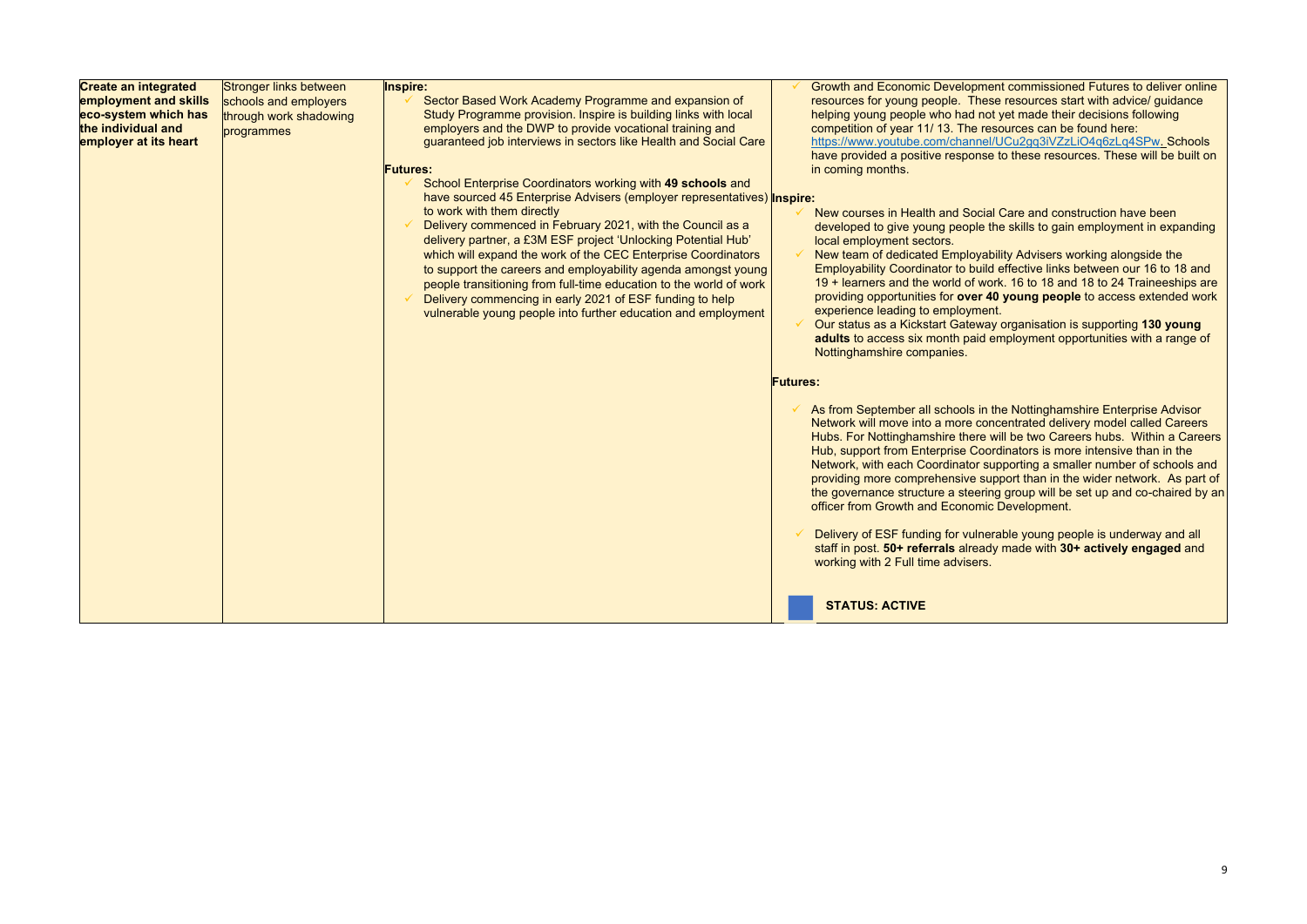| | | | |
|---|---|---|---|
| **Create an integrated employment and skills eco-system which has the individual and employer at its heart** | Stronger links between schools and employers through work shadowing programmes | **Inspire:**<br>✓ Sector Based Work Academy Programme and expansion of Study Programme provision. Inspire is building links with local employers and the DWP to provide vocational training and guaranteed job interviews in sectors like Health and Social Care<br><br>**Futures:**<br>✓ School Enterprise Coordinators working with **49 schools** and have sourced 45 Enterprise Advisers (employer representatives) to work with them directly<br>✓ Delivery commenced in February 2021, with the Council as a delivery partner, a £3M ESF project 'Unlocking Potential Hub' which will expand the work of the CEC Enterprise Coordinators to support the careers and employability agenda amongst young people transitioning from full-time education to the world of work<br>✓ Delivery commencing in early 2021 of ESF funding to help vulnerable young people into further education and employment | ✓ Growth and Economic Development commissioned Futures to deliver online resources for young people. These resources start with advice/ guidance helping young people who had not yet made their decisions following competition of year 11/ 13. The resources can be found here: https://www.youtube.com/channel/UCu2gq3iVZzLiO4q6zLq4SPw. Schools have provided a positive response to these resources. These will be built on in coming months.<br><br>**Inspire:**<br>✓ New courses in Health and Social Care and construction have been developed to give young people the skills to gain employment in expanding local employment sectors.<br>✓ New team of dedicated Employability Advisers working alongside the Employability Coordinator to build effective links between our 16 to 18 and 19 + learners and the world of work. 16 to 18 and 18 to 24 Traineeships are providing opportunities for **over 40 young people** to access extended work experience leading to employment.<br>✓ Our status as a Kickstart Gateway organisation is supporting **130 young adults** to access six month paid employment opportunities with a range of Nottinghamshire companies.<br><br>**Futures:**<br>✓ As from September all schools in the Nottinghamshire Enterprise Advisor Network will move into a more concentrated delivery model called Careers Hubs. For Nottinghamshire there will be two Careers hubs. Within a Careers Hub, support from Enterprise Coordinators is more intensive than in the Network, with each Coordinator supporting a smaller number of schools and providing more comprehensive support than in the wider network. As part of the governance structure a steering group will be set up and co-chaired by an officer from Growth and Economic Development.<br><br>✓ Delivery of ESF funding for vulnerable young people is underway and all staff in post. **50+ referrals** already made with **30+ actively engaged** and working with 2 Full time advisers.<br><br>**STATUS: ACTIVE** |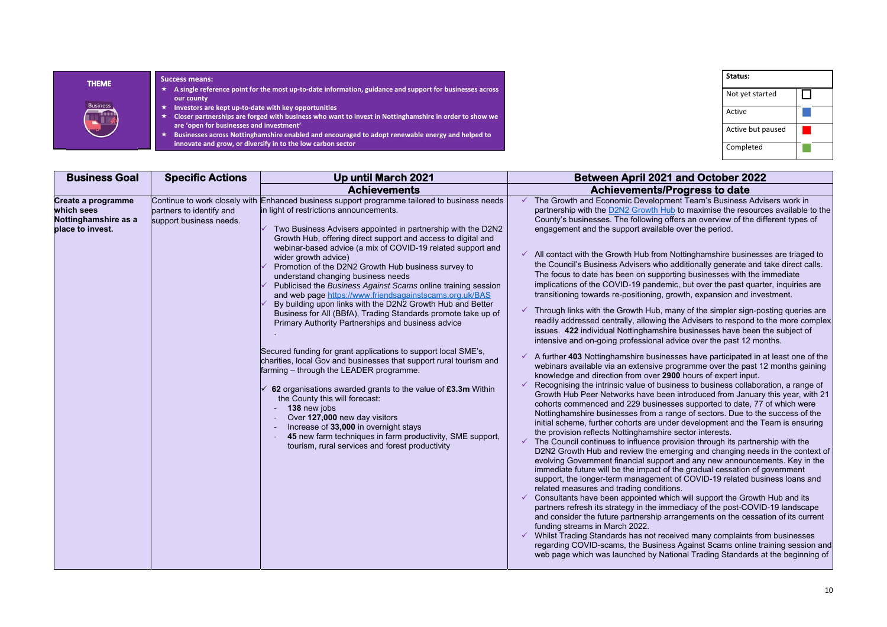| THEME | Success means: |
|---|---|
| Business | ★ A single reference point for the most up-to-date information, guidance and support for businesses across our county<br>★ Investors are kept up-to-date with key opportunities<br>★ Closer partnerships are forged with business who want to invest in Nottinghamshire in order to show we are 'open for businesses and investment'<br>★ Businesses across Nottinghamshire enabled and encouraged to adopt renewable energy and helped to innovate and grow, or diversify in to the low carbon sector |

| Status: | |
|---|---|
| Not yet started | ☐ |
| Active | (blue) |
| Active but paused | (red) |
| Completed | (green) |

| Business Goal | Specific Actions | Up until March 2021 | Between April 2021 and October 2022 |
|---|---|---|---|
| | | **Achievements** | **Achievements/Progress to date** |
| **Create a programme which sees Nottinghamshire as a place to invest.** | Continue to work closely with partners to identify and support business needs. | Enhanced business support programme tailored to business needs in light of restrictions announcements.<br><br>✓ Two Business Advisers appointed in partnership with the D2N2 Growth Hub, offering direct support and access to digital and webinar-based advice (a mix of COVID-19 related support and wider growth advice)<br>✓ Promotion of the D2N2 Growth Hub business survey to understand changing business needs<br>✓ Publicised the *Business Against Scams* online training session and web page https://www.friendsagainstscams.org.uk/BAS<br>✓ By building upon links with the D2N2 Growth Hub and Better Business for All (BBfA), Trading Standards promote take up of Primary Authority Partnerships and business advice<br><br>Secured funding for grant applications to support local SME's, charities, local Gov and businesses that support rural tourism and farming – through the LEADER programme.<br><br>✓ **62** organisations awarded grants to the value of **£3.3m** Within the County this will forecast:<br>- **138** new jobs<br>- Over **127,000** new day visitors<br>- Increase of **33,000** in overnight stays<br>- **45** new farm techniques in farm productivity, SME support, tourism, rural services and forest productivity | ✓ The Growth and Economic Development Team's Business Advisers work in partnership with the D2N2 Growth Hub to maximise the resources available to the County's businesses. The following offers an overview of the different types of engagement and the support available over the period.<br><br>✓ All contact with the Growth Hub from Nottinghamshire businesses are triaged to the Council's Business Advisers who additionally generate and take direct calls. The focus to date has been on supporting businesses with the immediate implications of the COVID-19 pandemic, but over the past quarter, inquiries are transitioning towards re-positioning, growth, expansion and investment.<br><br>✓ Through links with the Growth Hub, many of the simpler sign-posting queries are readily addressed centrally, allowing the Advisers to respond to the more complex issues. **422** individual Nottinghamshire businesses have been the subject of intensive and on-going professional advice over the past 12 months.<br><br>✓ A further **403** Nottinghamshire businesses have participated in at least one of the webinars available via an extensive programme over the past 12 months gaining knowledge and direction from over **2900** hours of expert input.<br>✓ Recognising the intrinsic value of business to business collaboration, a range of Growth Hub Peer Networks have been introduced from January this year, with 21 cohorts commenced and 229 businesses supported to date, 77 of which were Nottinghamshire businesses from a range of sectors. Due to the success of the initial scheme, further cohorts are under development and the Team is ensuring the provision reflects Nottinghamshire sector interests.<br>✓ The Council continues to influence provision through its partnership with the D2N2 Growth Hub and review the emerging and changing needs in the context of evolving Government financial support and any new announcements. Key in the immediate future will be the impact of the gradual cessation of government support, the longer-term management of COVID-19 related business loans and related measures and trading conditions.<br>✓ Consultants have been appointed which will support the Growth Hub and its partners refresh its strategy in the immediacy of the post-COVID-19 landscape and consider the future partnership arrangements on the cessation of its current funding streams in March 2022.<br>✓ Whilst Trading Standards has not received many complaints from businesses regarding COVID-scams, the Business Against Scams online training session and web page which was launched by National Trading Standards at the beginning of |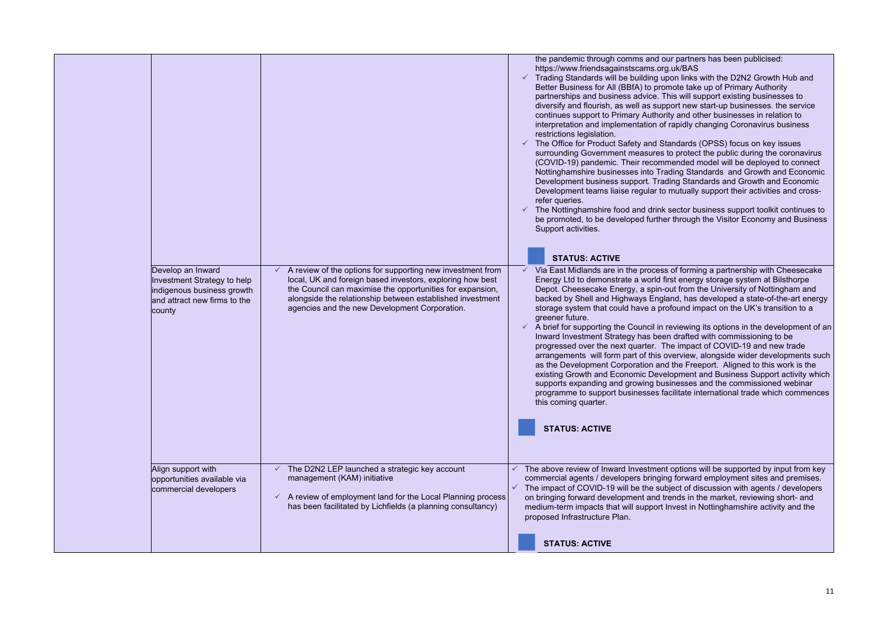| | | | |
|---|---|---|---|
| | | | the pandemic through comms and our partners has been publicised: https://www.friendsagainstscams.org.uk/BAS<br>✓ Trading Standards will be building upon links with the D2N2 Growth Hub and Better Business for All (BBfA) to promote take up of Primary Authority partnerships and business advice. This will support existing businesses to diversify and flourish, as well as support new start-up businesses. the service continues support to Primary Authority and other businesses in relation to interpretation and implementation of rapidly changing Coronavirus business restrictions legislation.<br>✓ The Office for Product Safety and Standards (OPSS) focus on key issues surrounding Government measures to protect the public during the coronavirus (COVID-19) pandemic. Their recommended model will be deployed to connect Nottinghamshire businesses into Trading Standards and Growth and Economic Development business support. Trading Standards and Growth and Economic Development teams liaise regular to mutually support their activities and cross-refer queries.<br>✓ The Nottinghamshire food and drink sector business support toolkit continues to be promoted, to be developed further through the Visitor Economy and Business Support activities.<br><br>**STATUS: ACTIVE** |
| | Develop an Inward Investment Strategy to help indigenous business growth and attract new firms to the county | ✓ A review of the options for supporting new investment from local, UK and foreign based investors, exploring how best the Council can maximise the opportunities for expansion, alongside the relationship between established investment agencies and the new Development Corporation. | ✓ Via East Midlands are in the process of forming a partnership with Cheesecake Energy Ltd to demonstrate a world first energy storage system at Bilsthorpe Depot. Cheesecake Energy, a spin-out from the University of Nottingham and backed by Shell and Highways England, has developed a state-of-the-art energy storage system that could have a profound impact on the UK's transition to a greener future.<br>✓ A brief for supporting the Council in reviewing its options in the development of an Inward Investment Strategy has been drafted with commissioning to be progressed over the next quarter. The impact of COVID-19 and new trade arrangements will form part of this overview, alongside wider developments such as the Development Corporation and the Freeport. Aligned to this work is the existing Growth and Economic Development and Business Support activity which supports expanding and growing businesses and the commissioned webinar programme to support businesses facilitate international trade which commences this coming quarter.<br><br>**STATUS: ACTIVE** |
| | Align support with opportunities available via commercial developers | ✓ The D2N2 LEP launched a strategic key account management (KAM) initiative<br>✓ A review of employment land for the Local Planning process has been facilitated by Lichfields (a planning consultancy) | ✓ The above review of Inward Investment options will be supported by input from key commercial agents / developers bringing forward employment sites and premises.<br>✓ The impact of COVID-19 will be the subject of discussion with agents / developers on bringing forward development and trends in the market, reviewing short- and medium-term impacts that will support Invest in Nottinghamshire activity and the proposed Infrastructure Plan.<br><br>**STATUS: ACTIVE** |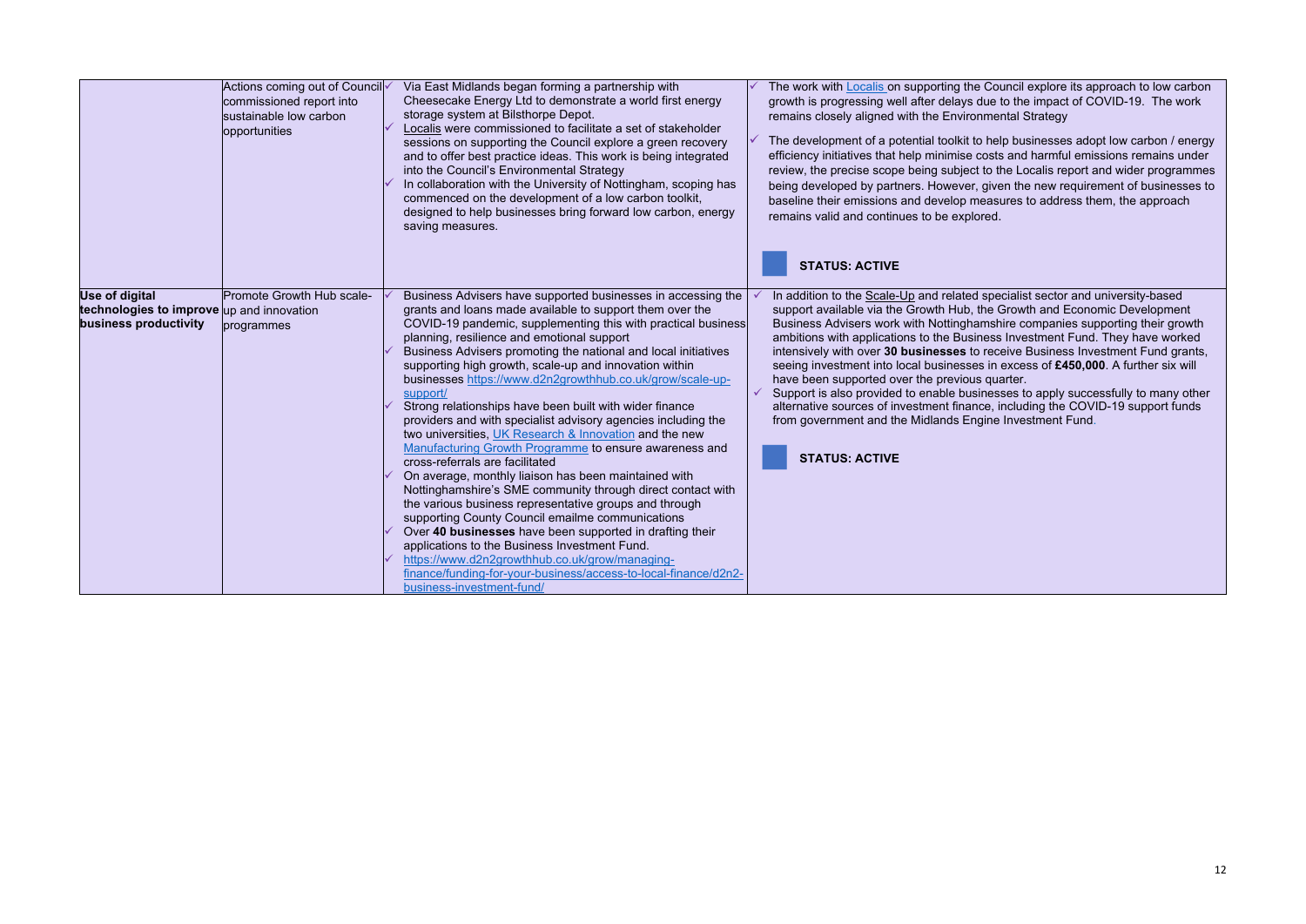|  |  |  |  |
|---|---|---|---|
|  | Actions coming out of Council commissioned report into sustainable low carbon opportunities | ✓ Via East Midlands began forming a partnership with Cheesecake Energy Ltd to demonstrate a world first energy storage system at Bilsthorpe Depot.<br>✓ Localis were commissioned to facilitate a set of stakeholder sessions on supporting the Council explore a green recovery and to offer best practice ideas. This work is being integrated into the Council's Environmental Strategy<br>✓ In collaboration with the University of Nottingham, scoping has commenced on the development of a low carbon toolkit, designed to help businesses bring forward low carbon, energy saving measures. | ✓ The work with Localis on supporting the Council explore its approach to low carbon growth is progressing well after delays due to the impact of COVID-19. The work remains closely aligned with the Environmental Strategy<br>✓ The development of a potential toolkit to help businesses adopt low carbon / energy efficiency initiatives that help minimise costs and harmful emissions remains under review, the precise scope being subject to the Localis report and wider programmes being developed by partners. However, given the new requirement of businesses to baseline their emissions and develop measures to address them, the approach remains valid and continues to be explored.<br><br>**STATUS: ACTIVE** |
| **Use of digital technologies to improve business productivity** | Promote Growth Hub scale-up and innovation programmes | ✓ Business Advisers have supported businesses in accessing the grants and loans made available to support them over the COVID-19 pandemic, supplementing this with practical business planning, resilience and emotional support<br>✓ Business Advisers promoting the national and local initiatives supporting high growth, scale-up and innovation within businesses https://www.d2n2growthhub.co.uk/grow/scale-up-support/<br>✓ Strong relationships have been built with wider finance providers and with specialist advisory agencies including the two universities, UK Research & Innovation and the new Manufacturing Growth Programme to ensure awareness and cross-referrals are facilitated<br>✓ On average, monthly liaison has been maintained with Nottinghamshire's SME community through direct contact with the various business representative groups and through supporting County Council emailme communications<br>✓ Over **40 businesses** have been supported in drafting their applications to the Business Investment Fund.<br>✓ https://www.d2n2growthhub.co.uk/grow/managing-finance/funding-for-your-business/access-to-local-finance/d2n2-business-investment-fund/ | ✓ In addition to the Scale-Up and related specialist sector and university-based support available via the Growth Hub, the Growth and Economic Development Business Advisers work with Nottinghamshire companies supporting their growth ambitions with applications to the Business Investment Fund. They have worked intensively with over **30 businesses** to receive Business Investment Fund grants, seeing investment into local businesses in excess of **£450,000**. A further six will have been supported over the previous quarter.<br>✓ Support is also provided to enable businesses to apply successfully to many other alternative sources of investment finance, including the COVID-19 support funds from government and the Midlands Engine Investment Fund.<br><br>**STATUS: ACTIVE** |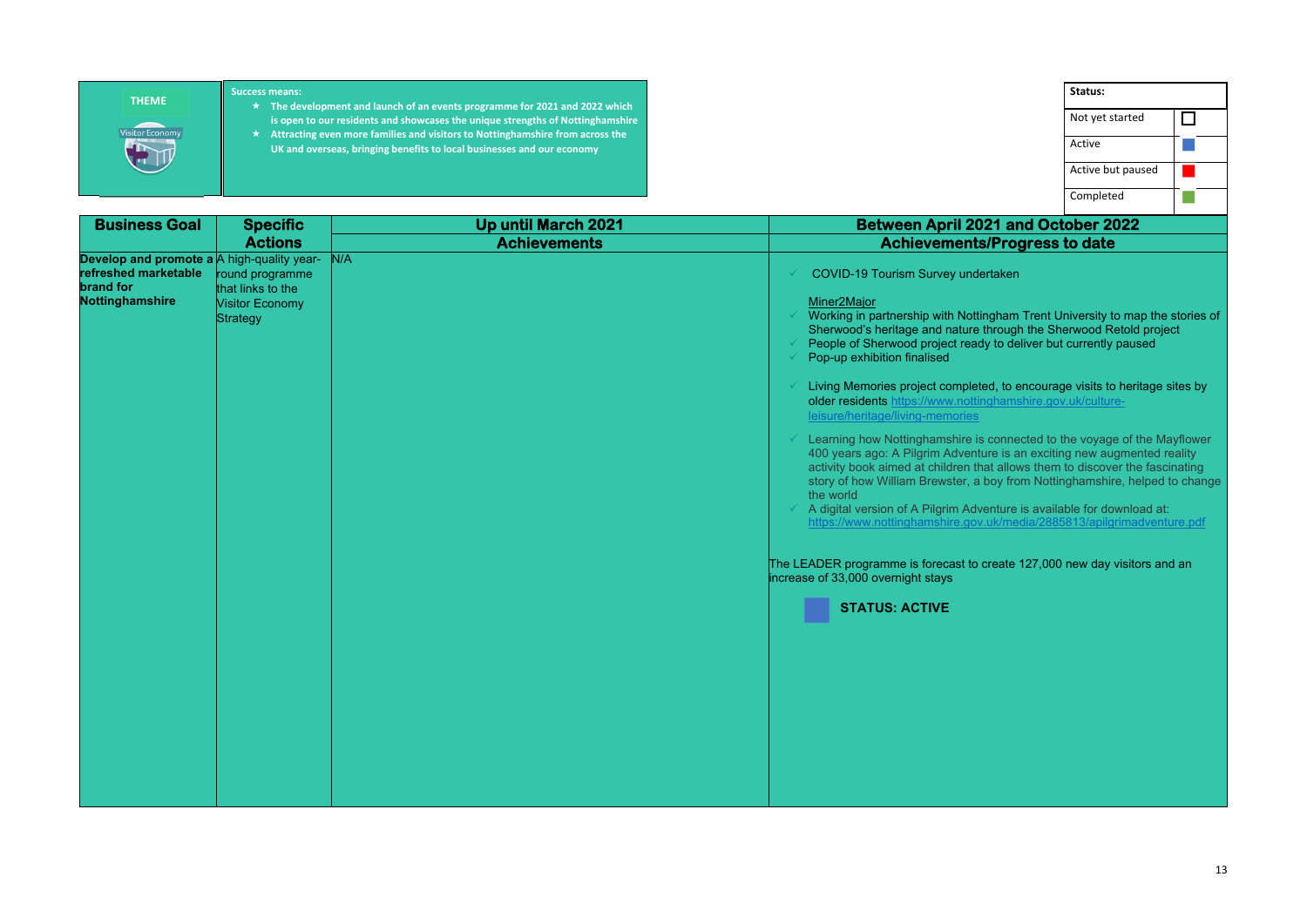**THEME**

Visitor Economy

**Success means:**

- The development and launch of an events programme for 2021 and 2022 which is open to our residents and showcases the unique strengths of Nottinghamshire
- Attracting even more families and visitors to Nottinghamshire from across the UK and overseas, bringing benefits to local businesses and our economy

| Status: | |
|---|---|
| Not yet started | ☐ |
| Active | Blue |
| Active but paused | Red |
| Completed | Green |

| Business Goal | Specific Actions | Up until March 2021 Achievements | Between April 2021 and October 2022 Achievements/Progress to date |
|---|---|---|---|
| **Develop and promote a refreshed marketable brand for Nottinghamshire** | A high-quality year-round programme that links to the Visitor Economy Strategy | N/A | ✓ COVID-19 Tourism Survey undertaken<br><br>Miner2Major<br>✓ Working in partnership with Nottingham Trent University to map the stories of Sherwood's heritage and nature through the Sherwood Retold project<br>✓ People of Sherwood project ready to deliver but currently paused<br>✓ Pop-up exhibition finalised<br><br>✓ Living Memories project completed, to encourage visits to heritage sites by older residents https://www.nottinghamshire.gov.uk/culture-leisure/heritage/living-memories<br><br>✓ Learning how Nottinghamshire is connected to the voyage of the Mayflower 400 years ago: A Pilgrim Adventure is an exciting new augmented reality activity book aimed at children that allows them to discover the fascinating story of how William Brewster, a boy from Nottinghamshire, helped to change the world<br>✓ A digital version of A Pilgrim Adventure is available for download at: https://www.nottinghamshire.gov.uk/media/2885813/apilgrimadventure.pdf<br><br>The LEADER programme is forecast to create 127,000 new day visitors and an increase of 33,000 overnight stays<br><br>**STATUS: ACTIVE** |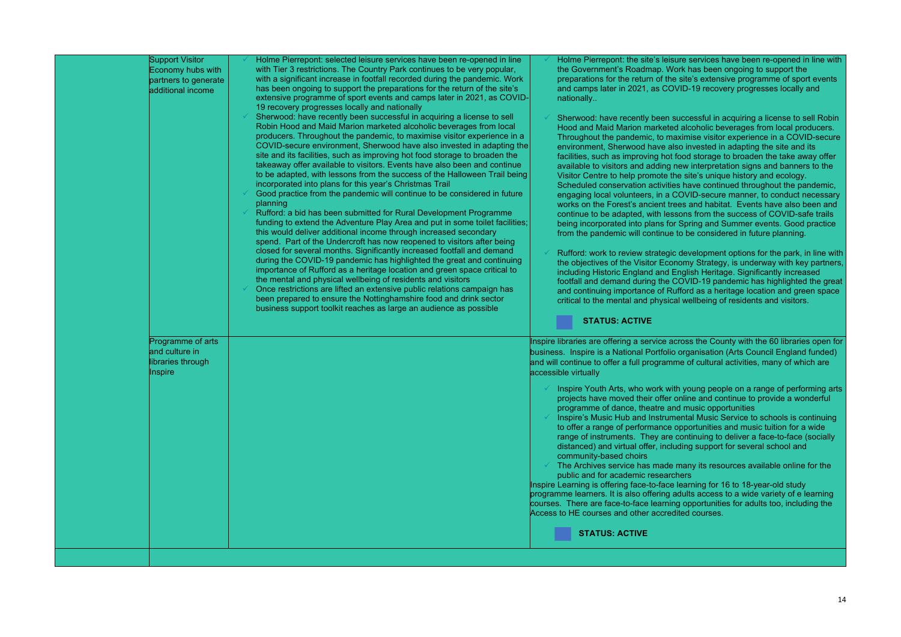| | | | |
|---|---|---|---|
| | Support Visitor Economy hubs with partners to generate additional income | ✓ Holme Pierrepont: selected leisure services have been re-opened in line with Tier 3 restrictions. The Country Park continues to be very popular, with a significant increase in footfall recorded during the pandemic. Work has been ongoing to support the preparations for the return of the site's extensive programme of sport events and camps later in 2021, as COVID-19 recovery progresses locally and nationally<br>✓ Sherwood: have recently been successful in acquiring a license to sell Robin Hood and Maid Marion marketed alcoholic beverages from local producers. Throughout the pandemic, to maximise visitor experience in a COVID-secure environment, Sherwood have also invested in adapting the site and its facilities, such as improving hot food storage to broaden the takeaway offer available to visitors. Events have also been and continue to be adapted, with lessons from the success of the Halloween Trail being incorporated into plans for this year's Christmas Trail<br>✓ Good practice from the pandemic will continue to be considered in future planning<br>✓ Rufford: a bid has been submitted for Rural Development Programme funding to extend the Adventure Play Area and put in some toilet facilities; this would deliver additional income through increased secondary spend. Part of the Undercroft has now reopened to visitors after being closed for several months. Significantly increased footfall and demand during the COVID-19 pandemic has highlighted the great and continuing importance of Rufford as a heritage location and green space critical to the mental and physical wellbeing of residents and visitors<br>✓ Once restrictions are lifted an extensive public relations campaign has been prepared to ensure the Nottinghamshire food and drink sector business support toolkit reaches as large an audience as possible | ✓ Holme Pierrepont: the site's leisure services have been re-opened in line with the Government's Roadmap. Work has been ongoing to support the preparations for the return of the site's extensive programme of sport events and camps later in 2021, as COVID-19 recovery progresses locally and nationally..<br>✓ Sherwood: have recently been successful in acquiring a license to sell Robin Hood and Maid Marion marketed alcoholic beverages from local producers. Throughout the pandemic, to maximise visitor experience in a COVID-secure environment, Sherwood have also invested in adapting the site and its facilities, such as improving hot food storage to broaden the take away offer available to visitors and adding new interpretation signs and banners to the Visitor Centre to help promote the site's unique history and ecology. Scheduled conservation activities have continued throughout the pandemic, engaging local volunteers, in a COVID-secure manner, to conduct necessary works on the Forest's ancient trees and habitat. Events have also been and continue to be adapted, with lessons from the success of COVID-safe trails being incorporated into plans for Spring and Summer events. Good practice from the pandemic will continue to be considered in future planning.<br>✓ Rufford: work to review strategic development options for the park, in line with the objectives of the Visitor Economy Strategy, is underway with key partners, including Historic England and English Heritage. Significantly increased footfall and demand during the COVID-19 pandemic has highlighted the great and continuing importance of Rufford as a heritage location and green space critical to the mental and physical wellbeing of residents and visitors.<br>**STATUS: ACTIVE** |
| | Programme of arts and culture in libraries through Inspire | | Inspire libraries are offering a service across the County with the 60 libraries open for business. Inspire is a National Portfolio organisation (Arts Council England funded) and will continue to offer a full programme of cultural activities, many of which are accessible virtually<br>✓ Inspire Youth Arts, who work with young people on a range of performing arts projects have moved their offer online and continue to provide a wonderful programme of dance, theatre and music opportunities<br>✓ Inspire's Music Hub and Instrumental Music Service to schools is continuing to offer a range of performance opportunities and music tuition for a wide range of instruments. They are continuing to deliver a face-to-face (socially distanced) and virtual offer, including support for several school and community-based choirs<br>✓ The Archives service has made many its resources available online for the public and for academic researchers<br>Inspire Learning is offering face-to-face learning for 16 to 18-year-old study programme learners. It is also offering adults access to a wide variety of e learning courses. There are face-to-face learning opportunities for adults too, including the Access to HE courses and other accredited courses.<br>**STATUS: ACTIVE** |
| | | | |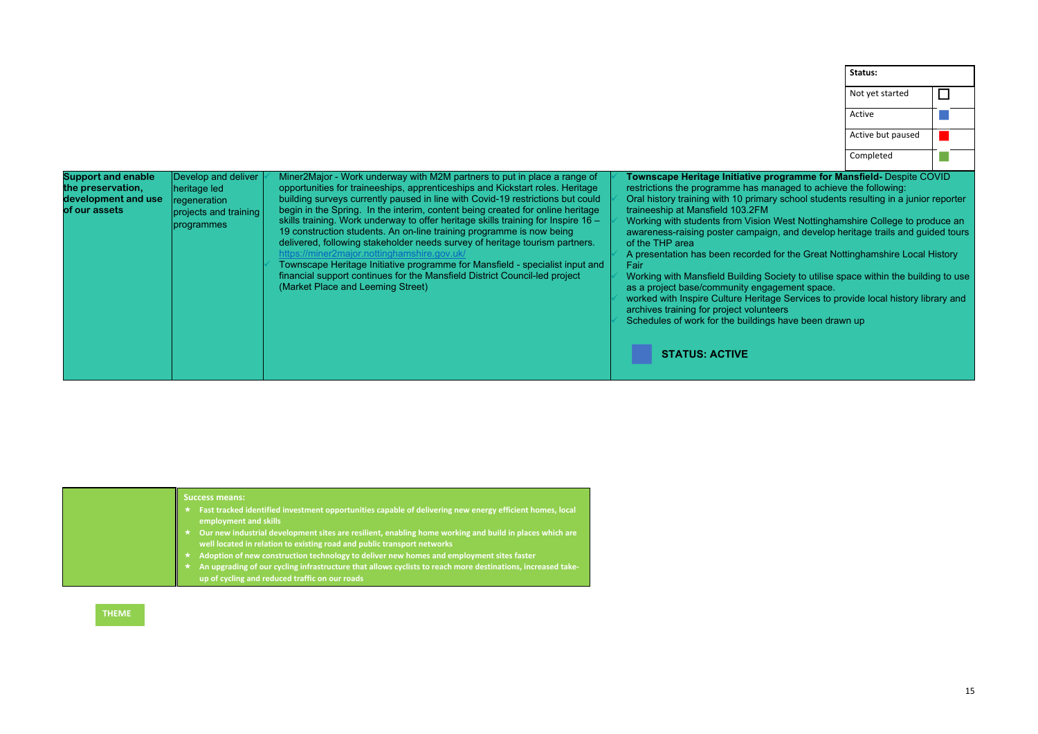| Status: | |
|---|---|
| Not yet started | ☐ |
| Active | ■ (blue) |
| Active but paused | ■ (red) |
| Completed | ■ (green) |

| | | | |
|---|---|---|---|
| **Support and enable the preservation, development and use of our assets** | Develop and deliver heritage led regeneration projects and training programmes | ✓ Miner2Major - Work underway with M2M partners to put in place a range of opportunities for traineeships, apprenticeships and Kickstart roles. Heritage building surveys currently paused in line with Covid-19 restrictions but could begin in the Spring. In the interim, content being created for online heritage skills training. Work underway to offer heritage skills training for Inspire 16 – 19 construction students. An on-line training programme is now being delivered, following stakeholder needs survey of heritage tourism partners. https://miner2major.nottinghamshire.gov.uk/<br>✓ Townscape Heritage Initiative programme for Mansfield - specialist input and financial support continues for the Mansfield District Council-led project (Market Place and Leeming Street) | ✓ **Townscape Heritage Initiative programme for Mansfield-** Despite COVID restrictions the programme has managed to achieve the following:<br>✓ Oral history training with 10 primary school students resulting in a junior reporter traineeship at Mansfield 103.2FM<br>✓ Working with students from Vision West Nottinghamshire College to produce an awareness-raising poster campaign, and develop heritage trails and guided tours of the THP area<br>✓ A presentation has been recorded for the Great Nottinghamshire Local History Fair<br>✓ Working with Mansfield Building Society to utilise space within the building to use as a project base/community engagement space.<br>✓ worked with Inspire Culture Heritage Services to provide local history library and archives training for project volunteers<br>✓ Schedules of work for the buildings have been drawn up<br><br>**STATUS: ACTIVE** |

| | |
|---|---|
| | **Success means:**<br>★ Fast tracked identified investment opportunities capable of delivering new energy efficient homes, local employment and skills<br>★ Our new industrial development sites are resilient, enabling home working and build in places which are well located in relation to existing road and public transport networks<br>★ Adoption of new construction technology to deliver new homes and employment sites faster<br>★ An upgrading of our cycling infrastructure that allows cyclists to reach more destinations, increased take-up of cycling and reduced traffic on our roads |

**THEME**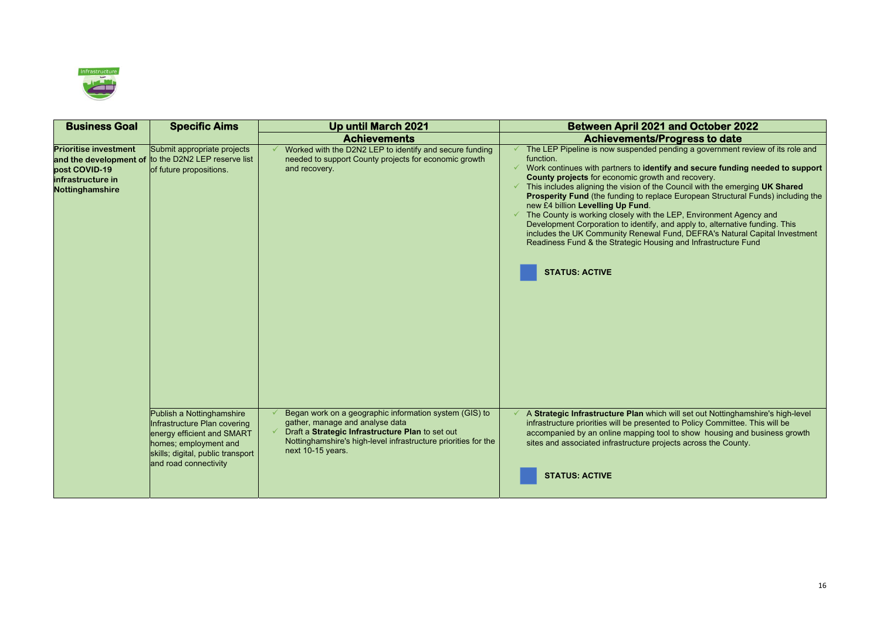| Business Goal | Specific Aims | Up until March 2021 | Between April 2021 and October 2022 |
|---|---|---|---|
| | | **Achievements** | **Achievements/Progress to date** |
| **Prioritise investment and the development of post COVID-19 infrastructure in Nottinghamshire** | Submit appropriate projects to the D2N2 LEP reserve list of future propositions. | ✓ Worked with the D2N2 LEP to identify and secure funding needed to support County projects for economic growth and recovery. | ✓ The LEP Pipeline is now suspended pending a government review of its role and function.<br>✓ Work continues with partners to **identify and secure funding needed to support County projects** for economic growth and recovery.<br>✓ This includes aligning the vision of the Council with the emerging **UK Shared Prosperity Fund** (the funding to replace European Structural Funds) including the new £4 billion **Levelling Up Fund**.<br>✓ The County is working closely with the LEP, Environment Agency and Development Corporation to identify, and apply to, alternative funding. This includes the UK Community Renewal Fund, DEFRA's Natural Capital Investment Readiness Fund & the Strategic Housing and Infrastructure Fund<br><br>**STATUS: ACTIVE** |
| | Publish a Nottinghamshire Infrastructure Plan covering energy efficient and SMART homes; employment and skills; digital, public transport and road connectivity | ✓ Began work on a geographic information system (GIS) to gather, manage and analyse data<br>✓ Draft a **Strategic Infrastructure Plan** to set out Nottinghamshire's high-level infrastructure priorities for the next 10-15 years. | ✓ A **Strategic Infrastructure Plan** which will set out Nottinghamshire's high-level infrastructure priorities will be presented to Policy Committee. This will be accompanied by an online mapping tool to show housing and business growth sites and associated infrastructure projects across the County.<br><br>**STATUS: ACTIVE** |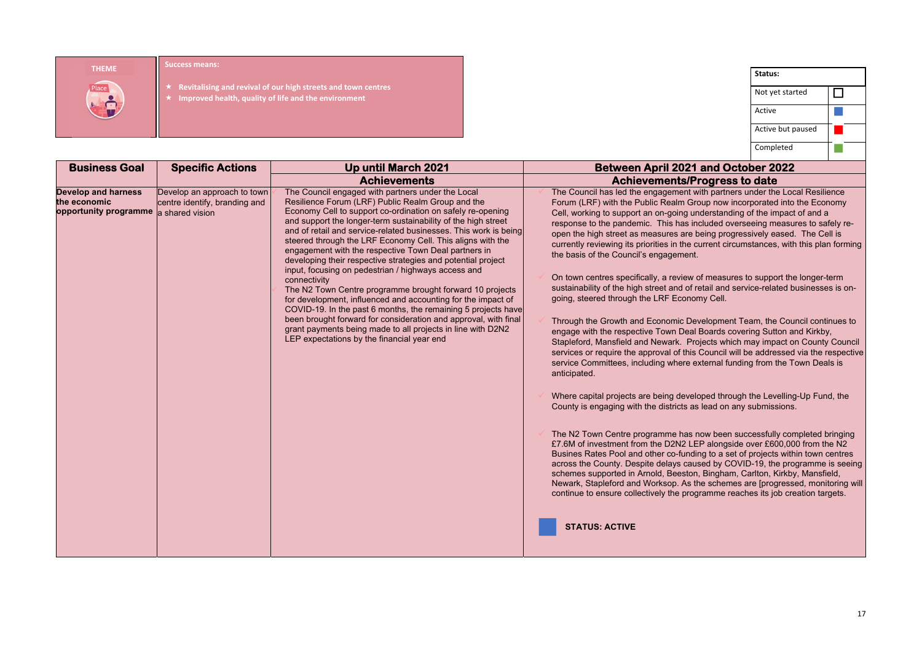| THEME | Success means: |
|---|---|
| Place | ★ Revitalising and revival of our high streets and town centres<br>★ Improved health, quality of life and the environment |

| Status: | |
|---|---|
| Not yet started | ☐ |
| Active | (blue) |
| Active but paused | (red) |
| Completed | (green) |

| Business Goal | Specific Actions | Up until March 2021 Achievements | Between April 2021 and October 2022 Achievements/Progress to date |
|---|---|---|---|
| **Develop and harness the economic opportunity programme** | Develop an approach to town centre identify, branding and a shared vision | The Council engaged with partners under the Local Resilience Forum (LRF) Public Realm Group and the Economy Cell to support co-ordination on safely re-opening and support the longer-term sustainability of the high street and of retail and service-related businesses. This work is being steered through the LRF Economy Cell. This aligns with the engagement with the respective Town Deal partners in developing their respective strategies and potential project input, focusing on pedestrian / highways access and connectivity<br><br>The N2 Town Centre programme brought forward 10 projects for development, influenced and accounting for the impact of COVID-19. In the past 6 months, the remaining 5 projects have been brought forward for consideration and approval, with final grant payments being made to all projects in line with D2N2 LEP expectations by the financial year end | ✓ The Council has led the engagement with partners under the Local Resilience Forum (LRF) with the Public Realm Group now incorporated into the Economy Cell, working to support an on-going understanding of the impact of and a response to the pandemic. This has included overseeing measures to safely re-open the high street as measures are being progressively eased. The Cell is currently reviewing its priorities in the current circumstances, with this plan forming the basis of the Council's engagement.<br><br>✓ On town centres specifically, a review of measures to support the longer-term sustainability of the high street and of retail and service-related businesses is on-going, steered through the LRF Economy Cell.<br><br>✓ Through the Growth and Economic Development Team, the Council continues to engage with the respective Town Deal Boards covering Sutton and Kirkby, Stapleford, Mansfield and Newark. Projects which may impact on County Council services or require the approval of this Council will be addressed via the respective service Committees, including where external funding from the Town Deals is anticipated.<br><br>✓ Where capital projects are being developed through the Levelling-Up Fund, the County is engaging with the districts as lead on any submissions.<br><br>✓ The N2 Town Centre programme has now been successfully completed bringing £7.6M of investment from the D2N2 LEP alongside over £600,000 from the N2 Busines Rates Pool and other co-funding to a set of projects within town centres across the County. Despite delays caused by COVID-19, the programme is seeing schemes supported in Arnold, Beeston, Bingham, Carlton, Kirkby, Mansfield, Newark, Stapleford and Worksop. As the schemes are [progressed, monitoring will continue to ensure collectively the programme reaches its job creation targets.<br><br>**STATUS: ACTIVE** |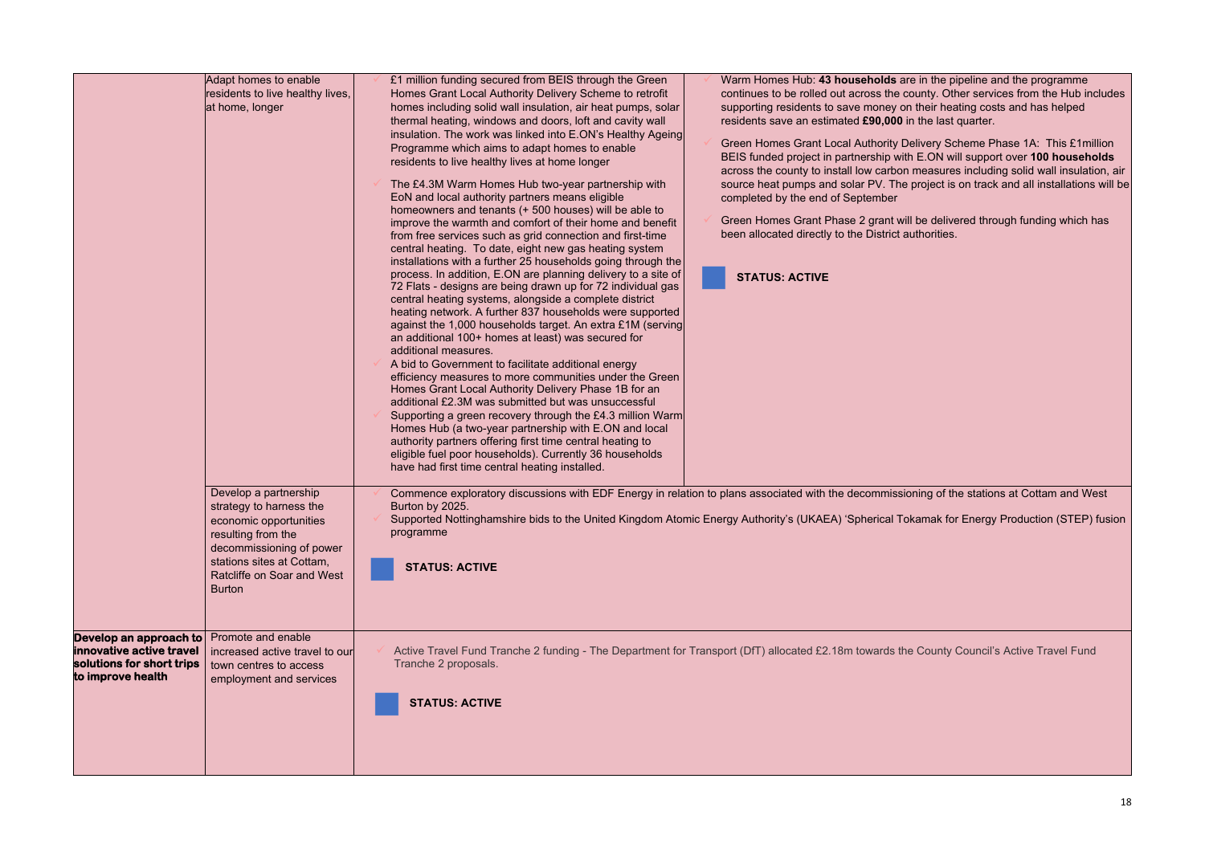| | | | |
|---|---|---|---|
| | Adapt homes to enable residents to live healthy lives, at home, longer | ✓ £1 million funding secured from BEIS through the Green Homes Grant Local Authority Delivery Scheme to retrofit homes including solid wall insulation, air heat pumps, solar thermal heating, windows and doors, loft and cavity wall insulation. The work was linked into E.ON's Healthy Ageing Programme which aims to adapt homes to enable residents to live healthy lives at home longer<br><br>✓ The £4.3M Warm Homes Hub two-year partnership with EoN and local authority partners means eligible homeowners and tenants (+ 500 houses) will be able to improve the warmth and comfort of their home and benefit from free services such as grid connection and first-time central heating. To date, eight new gas heating system installations with a further 25 households going through the process. In addition, E.ON are planning delivery to a site of 72 Flats - designs are being drawn up for 72 individual gas central heating systems, alongside a complete district heating network. A further 837 households were supported against the 1,000 households target. An extra £1M (serving an additional 100+ homes at least) was secured for additional measures.<br>✓ A bid to Government to facilitate additional energy efficiency measures to more communities under the Green Homes Grant Local Authority Delivery Phase 1B for an additional £2.3M was submitted but was unsuccessful<br>✓ Supporting a green recovery through the £4.3 million Warm Homes Hub (a two-year partnership with E.ON and local authority partners offering first time central heating to eligible fuel poor households). Currently 36 households have had first time central heating installed. | ✓ Warm Homes Hub: **43 households** are in the pipeline and the programme continues to be rolled out across the county. Other services from the Hub includes supporting residents to save money on their heating costs and has helped residents save an estimated **£90,000** in the last quarter.<br><br>✓ Green Homes Grant Local Authority Delivery Scheme Phase 1A: This £1million BEIS funded project in partnership with E.ON will support over **100 households** across the county to install low carbon measures including solid wall insulation, air source heat pumps and solar PV. The project is on track and all installations will be completed by the end of September<br><br>✓ Green Homes Grant Phase 2 grant will be delivered through funding which has been allocated directly to the District authorities.<br><br>**STATUS: ACTIVE** |
| | Develop a partnership strategy to harness the economic opportunities resulting from the decommissioning of power stations sites at Cottam, Ratcliffe on Soar and West Burton | ✓ Commence exploratory discussions with EDF Energy in relation to plans associated with the decommissioning of the stations at Cottam and West Burton by 2025.<br>✓ Supported Nottinghamshire bids to the United Kingdom Atomic Energy Authority's (UKAEA) 'Spherical Tokamak for Energy Production (STEP) fusion programme<br><br>**STATUS: ACTIVE** | |
| **Develop an approach to innovative active travel solutions for short trips to improve health** | Promote and enable increased active travel to our town centres to access employment and services | ✓ Active Travel Fund Tranche 2 funding - The Department for Transport (DfT) allocated £2.18m towards the County Council's Active Travel Fund Tranche 2 proposals.<br><br>**STATUS: ACTIVE** | |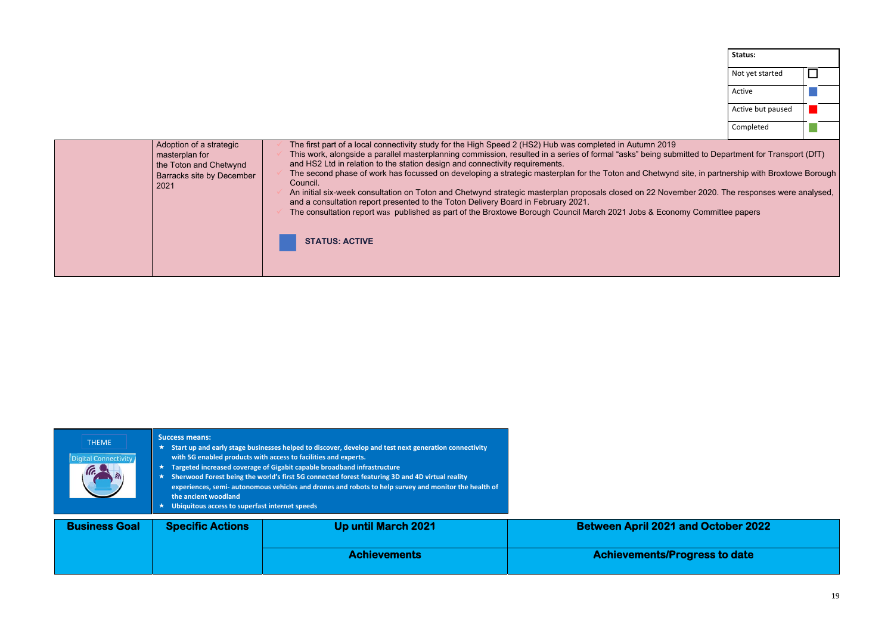| Status: | |
|---|---|
| Not yet started | ☐ |
| Active | 🟦 |
| Active but paused | 🟥 |
| Completed | 🟩 |

| | | |
|---|---|---|
| | Adoption of a strategic masterplan for the Toton and Chetwynd Barracks site by December 2021 | ✓ The first part of a local connectivity study for the High Speed 2 (HS2) Hub was completed in Autumn 2019<br>✓ This work, alongside a parallel masterplanning commission, resulted in a series of formal "asks" being submitted to Department for Transport (DfT) and HS2 Ltd in relation to the station design and connectivity requirements.<br>✓ The second phase of work has focussed on developing a strategic masterplan for the Toton and Chetwynd site, in partnership with Broxtowe Borough Council.<br>✓ An initial six-week consultation on Toton and Chetwynd strategic masterplan proposals closed on 22 November 2020. The responses were analysed, and a consultation report presented to the Toton Delivery Board in February 2021.<br>✓ The consultation report was published as part of the Broxtowe Borough Council March 2021 Jobs & Economy Committee papers<br><br>**STATUS: ACTIVE** |

THEME

Digital Connectivity

**Success means:**

- ★ **Start up and early stage businesses helped to discover, develop and test next generation connectivity with 5G enabled products with access to facilities and experts.**
- ★ **Targeted increased coverage of Gigabit capable broadband infrastructure**
- ★ **Sherwood Forest being the world's first 5G connected forest featuring 3D and 4D virtual reality experiences, semi- autonomous vehicles and drones and robots to help survey and monitor the health of the ancient woodland**
- ★ **Ubiquitous access to superfast internet speeds**

| Business Goal | Specific Actions | Up until March 2021 | Between April 2021 and October 2022 |
|---|---|---|---|
| | | **Achievements** | **Achievements/Progress to date** |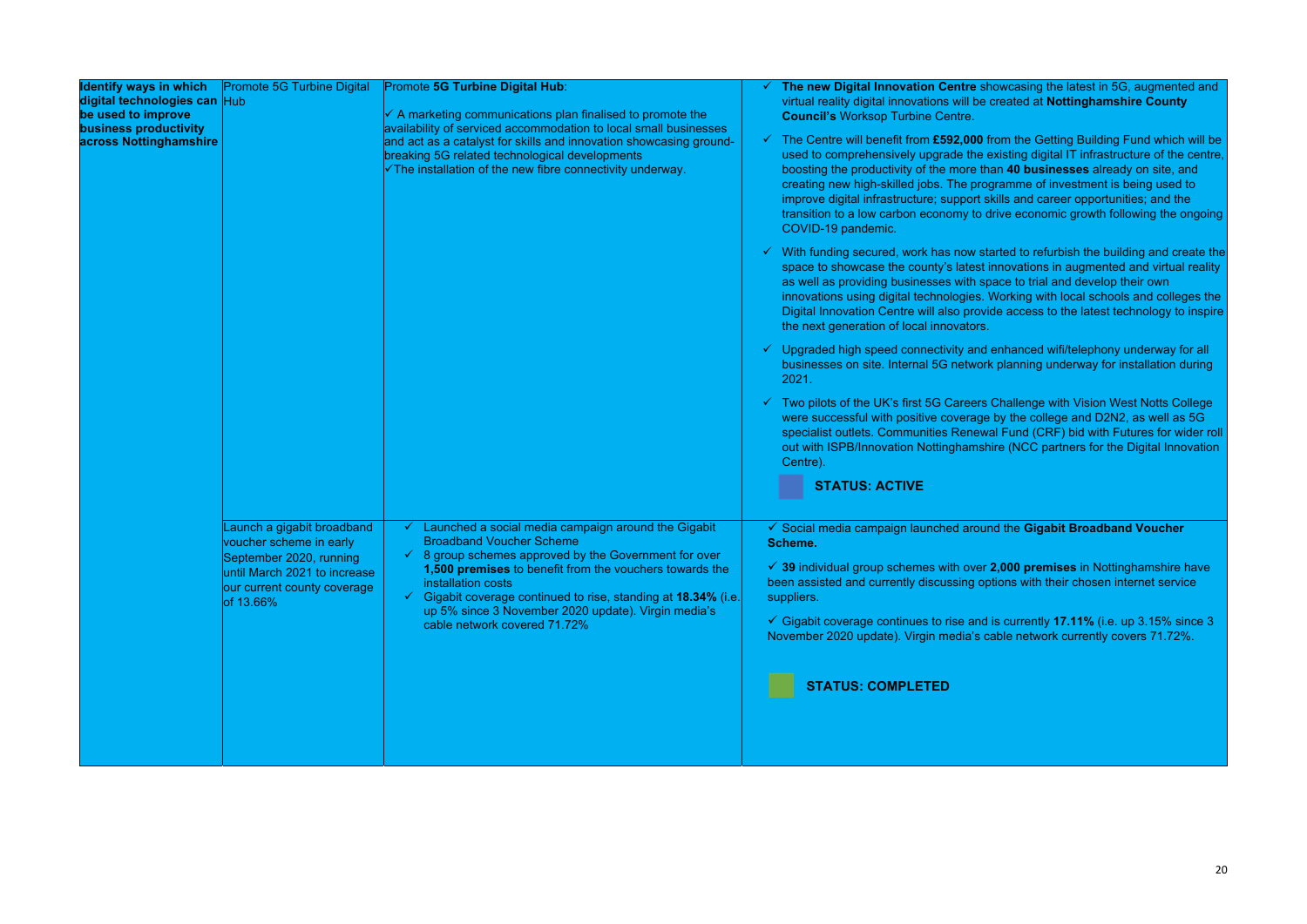| | | | |
|---|---|---|---|
| **Identify ways in which digital technologies can be used to improve business productivity across Nottinghamshire** | Promote 5G Turbine Digital Hub | Promote **5G Turbine Digital Hub**:<br><br>✓ A marketing communications plan finalised to promote the availability of serviced accommodation to local small businesses and act as a catalyst for skills and innovation showcasing ground-breaking 5G related technological developments<br>✓The installation of the new fibre connectivity underway. | ✓ **The new Digital Innovation Centre** showcasing the latest in 5G, augmented and virtual reality digital innovations will be created at **Nottinghamshire County Council's** Worksop Turbine Centre.<br><br>✓ The Centre will benefit from **£592,000** from the Getting Building Fund which will be used to comprehensively upgrade the existing digital IT infrastructure of the centre, boosting the productivity of the more than **40 businesses** already on site, and creating new high-skilled jobs. The programme of investment is being used to improve digital infrastructure; support skills and career opportunities; and the transition to a low carbon economy to drive economic growth following the ongoing COVID-19 pandemic.<br><br>✓ With funding secured, work has now started to refurbish the building and create the space to showcase the county's latest innovations in augmented and virtual reality as well as providing businesses with space to trial and develop their own innovations using digital technologies. Working with local schools and colleges the Digital Innovation Centre will also provide access to the latest technology to inspire the next generation of local innovators.<br><br>✓ Upgraded high speed connectivity and enhanced wifi/telephony underway for all businesses on site. Internal 5G network planning underway for installation during 2021.<br><br>✓ Two pilots of the UK's first 5G Careers Challenge with Vision West Notts College were successful with positive coverage by the college and D2N2, as well as 5G specialist outlets. Communities Renewal Fund (CRF) bid with Futures for wider roll out with ISPB/Innovation Nottinghamshire (NCC partners for the Digital Innovation Centre).<br><br>**STATUS: ACTIVE** |
| | Launch a gigabit broadband voucher scheme in early September 2020, running until March 2021 to increase our current county coverage of 13.66% | ✓ Launched a social media campaign around the Gigabit Broadband Voucher Scheme<br>✓ 8 group schemes approved by the Government for over **1,500 premises** to benefit from the vouchers towards the installation costs<br>✓ Gigabit coverage continued to rise, standing at **18.34%** (i.e. up 5% since 3 November 2020 update). Virgin media's cable network covered 71.72% | ✓ Social media campaign launched around the **Gigabit Broadband Voucher Scheme.**<br><br>✓ **39** individual group schemes with over **2,000 premises** in Nottinghamshire have been assisted and currently discussing options with their chosen internet service suppliers.<br><br>✓ Gigabit coverage continues to rise and is currently **17.11%** (i.e. up 3.15% since 3 November 2020 update). Virgin media's cable network currently covers 71.72%.<br><br>**STATUS: COMPLETED** |